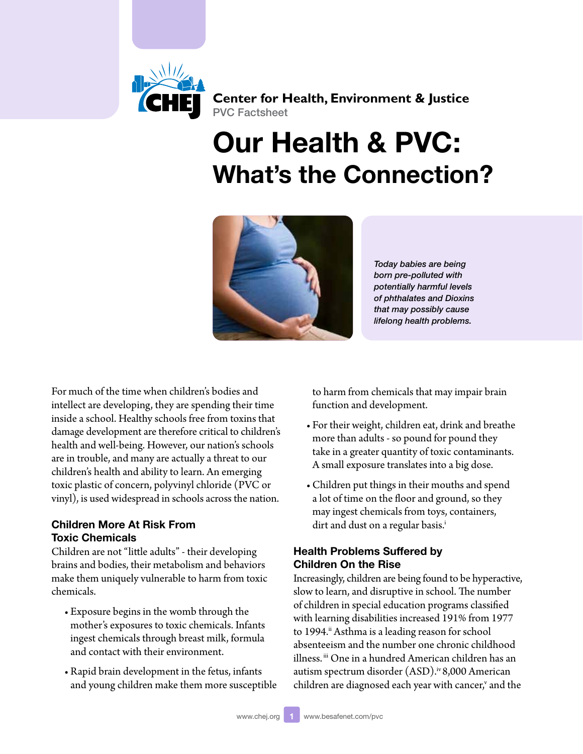Center for Health, Environment & Justice
PVC Factsheet

# Our Health & PVC: What's the Connection?

*Today babies are being born pre-polluted with potentially harmful levels of phthalates and Dioxins that may possibly cause lifelong health problems.*

For much of the time when children's bodies and intellect are developing, they are spending their time inside a school. Healthy schools free from toxins that damage development are therefore critical to children's health and well-being. However, our nation's schools are in trouble, and many are actually a threat to our children's health and ability to learn. An emerging toxic plastic of concern, polyvinyl chloride (PVC or vinyl), is used widespread in schools across the nation.

## Children More At Risk From Toxic Chemicals

Children are not "little adults" - their developing brains and bodies, their metabolism and behaviors make them uniquely vulnerable to harm from toxic chemicals.

- Exposure begins in the womb through the mother's exposures to toxic chemicals. Infants ingest chemicals through breast milk, formula and contact with their environment.
- Rapid brain development in the fetus, infants and young children make them more susceptible to harm from chemicals that may impair brain function and development.
- For their weight, children eat, drink and breathe more than adults - so pound for pound they take in a greater quantity of toxic contaminants. A small exposure translates into a big dose.
- Children put things in their mouths and spend a lot of time on the floor and ground, so they may ingest chemicals from toys, containers, dirt and dust on a regular basis.[i]

## Health Problems Suffered by Children On the Rise

Increasingly, children are being found to be hyperactive, slow to learn, and disruptive in school. The number of children in special education programs classified with learning disabilities increased 191% from 1977 to 1994.[ii] Asthma is a leading reason for school absenteeism and the number one chronic childhood illness.[iii] One in a hundred American children has an autism spectrum disorder (ASD).[iv] 8,000 American children are diagnosed each year with cancer,[v] and the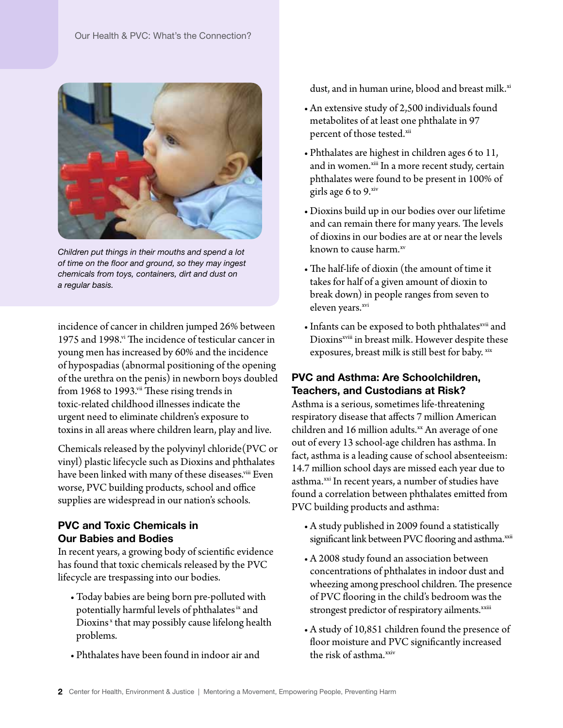*Children put things in their mouths and spend a lot of time on the floor and ground, so they may ingest chemicals from toys, containers, dirt and dust on a regular basis.*

incidence of cancer in children jumped 26% between 1975 and 1998.[vi] The incidence of testicular cancer in young men has increased by 60% and the incidence of hypospadias (abnormal positioning of the opening of the urethra on the penis) in newborn boys doubled from 1968 to 1993.[vii] These rising trends in toxic-related childhood illnesses indicate the urgent need to eliminate children's exposure to toxins in all areas where children learn, play and live.

Chemicals released by the polyvinyl chloride(PVC or vinyl) plastic lifecycle such as Dioxins and phthalates have been linked with many of these diseases.[viii] Even worse, PVC building products, school and office supplies are widespread in our nation's schools.

### PVC and Toxic Chemicals in Our Babies and Bodies

In recent years, a growing body of scientific evidence has found that toxic chemicals released by the PVC lifecycle are trespassing into our bodies.

- Today babies are being born pre-polluted with potentially harmful levels of phthalates [ix] and Dioxins [x] that may possibly cause lifelong health problems.
- Phthalates have been found in indoor air and dust, and in human urine, blood and breast milk.[xi]
- An extensive study of 2,500 individuals found metabolites of at least one phthalate in 97 percent of those tested.[xii]
- Phthalates are highest in children ages 6 to 11, and in women.[xiii] In a more recent study, certain phthalates were found to be present in 100% of girls age 6 to 9.[xiv]
- Dioxins build up in our bodies over our lifetime and can remain there for many years. The levels of dioxins in our bodies are at or near the levels known to cause harm.[xv]
- The half-life of dioxin (the amount of time it takes for half of a given amount of dioxin to break down) in people ranges from seven to eleven years.[xvi]
- Infants can be exposed to both phthalates[xvii] and Dioxins[xviii] in breast milk. However despite these exposures, breast milk is still best for baby. [xix]

### PVC and Asthma: Are Schoolchildren, Teachers, and Custodians at Risk?

Asthma is a serious, sometimes life-threatening respiratory disease that affects 7 million American children and 16 million adults.[xx] An average of one out of every 13 school-age children has asthma. In fact, asthma is a leading cause of school absenteeism: 14.7 million school days are missed each year due to asthma.[xxi] In recent years, a number of studies have found a correlation between phthalates emitted from PVC building products and asthma:

- A study published in 2009 found a statistically significant link between PVC flooring and asthma.[xxii]
- A 2008 study found an association between concentrations of phthalates in indoor dust and wheezing among preschool children. The presence of PVC flooring in the child's bedroom was the strongest predictor of respiratory ailments.[xxiii]
- A study of 10,851 children found the presence of floor moisture and PVC significantly increased the risk of asthma.[xxiv]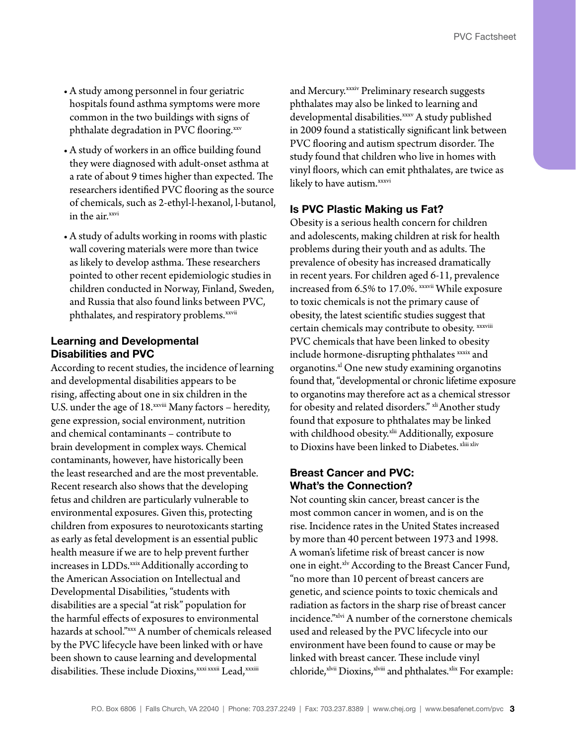- A study among personnel in four geriatric hospitals found asthma symptoms were more common in the two buildings with signs of phthalate degradation in PVC flooring.[xxv]

- A study of workers in an office building found they were diagnosed with adult-onset asthma at a rate of about 9 times higher than expected. The researchers identified PVC flooring as the source of chemicals, such as 2-ethyl-l-hexanol, l-butanol, in the air.[xxvi]

- A study of adults working in rooms with plastic wall covering materials were more than twice as likely to develop asthma. These researchers pointed to other recent epidemiologic studies in children conducted in Norway, Finland, Sweden, and Russia that also found links between PVC, phthalates, and respiratory problems.[xxvii]

## Learning and Developmental Disabilities and PVC

According to recent studies, the incidence of learning and developmental disabilities appears to be rising, affecting about one in six children in the U.S. under the age of 18.[xxviii] Many factors – heredity, gene expression, social environment, nutrition and chemical contaminants – contribute to brain development in complex ways. Chemical contaminants, however, have historically been the least researched and are the most preventable. Recent research also shows that the developing fetus and children are particularly vulnerable to environmental exposures. Given this, protecting children from exposures to neurotoxicants starting as early as fetal development is an essential public health measure if we are to help prevent further increases in LDDs.[xxix] Additionally according to the American Association on Intellectual and Developmental Disabilities, "students with disabilities are a special "at risk" population for the harmful effects of exposures to environmental hazards at school."[xxx] A number of chemicals released by the PVC lifecycle have been linked with or have been shown to cause learning and developmental disabilities. These include Dioxins,[xxxi xxxii] Lead,[xxxiii] and Mercury.[xxxiv] Preliminary research suggests phthalates may also be linked to learning and developmental disabilities.[xxxv] A study published in 2009 found a statistically significant link between PVC flooring and autism spectrum disorder. The study found that children who live in homes with vinyl floors, which can emit phthalates, are twice as likely to have autism.[xxxvi]

## Is PVC Plastic Making us Fat?

Obesity is a serious health concern for children and adolescents, making children at risk for health problems during their youth and as adults. The prevalence of obesity has increased dramatically in recent years. For children aged 6-11, prevalence increased from 6.5% to 17.0%. [xxxvii] While exposure to toxic chemicals is not the primary cause of obesity, the latest scientific studies suggest that certain chemicals may contribute to obesity. [xxxviii] PVC chemicals that have been linked to obesity include hormone-disrupting phthalates [xxxix] and organotins.[xl] One new study examining organotins found that, "developmental or chronic lifetime exposure to organotins may therefore act as a chemical stressor for obesity and related disorders." [xli] Another study found that exposure to phthalates may be linked with childhood obesity.[xlii] Additionally, exposure to Dioxins have been linked to Diabetes. [xliii xliv]

## Breast Cancer and PVC: What's the Connection?

Not counting skin cancer, breast cancer is the most common cancer in women, and is on the rise. Incidence rates in the United States increased by more than 40 percent between 1973 and 1998. A woman's lifetime risk of breast cancer is now one in eight.[xlv] According to the Breast Cancer Fund, "no more than 10 percent of breast cancers are genetic, and science points to toxic chemicals and radiation as factors in the sharp rise of breast cancer incidence."[xlvi] A number of the cornerstone chemicals used and released by the PVC lifecycle into our environment have been found to cause or may be linked with breast cancer. These include vinyl chloride,[xlvii] Dioxins,[xlviii] and phthalates.[xlix] For example: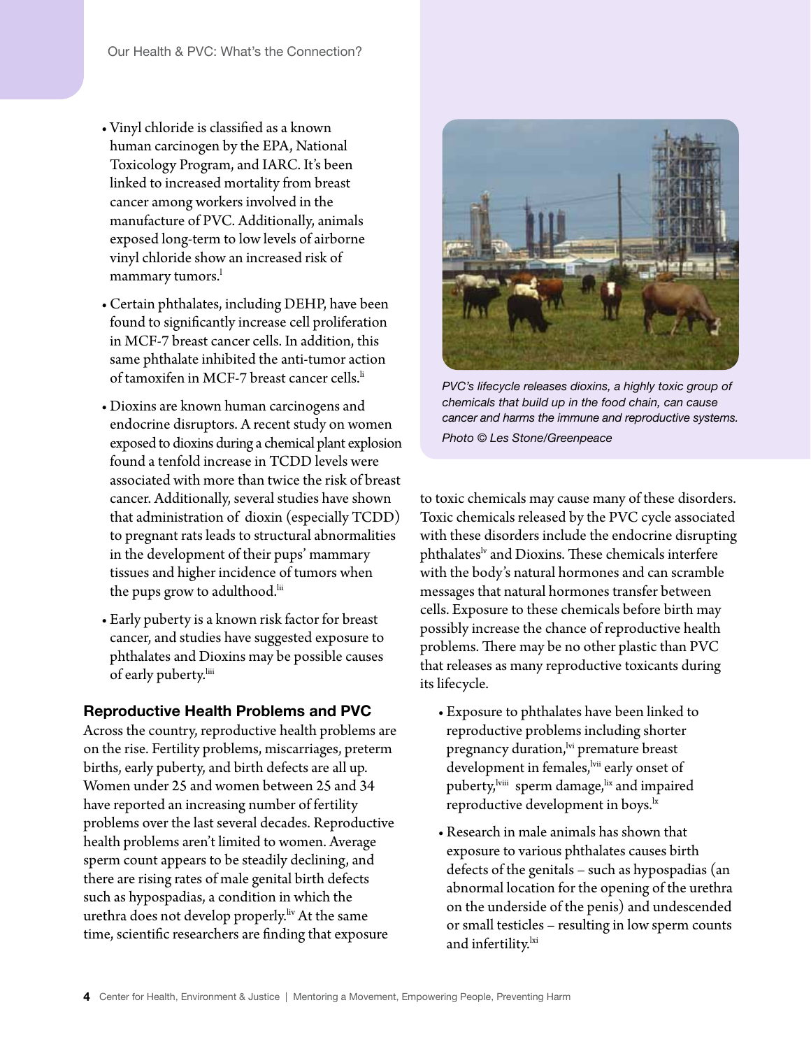- Vinyl chloride is classified as a known human carcinogen by the EPA, National Toxicology Program, and IARC. It's been linked to increased mortality from breast cancer among workers involved in the manufacture of PVC. Additionally, animals exposed long-term to low levels of airborne vinyl chloride show an increased risk of mammary tumors.[l]

- Certain phthalates, including DEHP, have been found to significantly increase cell proliferation in MCF-7 breast cancer cells. In addition, this same phthalate inhibited the anti-tumor action of tamoxifen in MCF-7 breast cancer cells.[li]

- Dioxins are known human carcinogens and endocrine disruptors. A recent study on women exposed to dioxins during a chemical plant explosion found a tenfold increase in TCDD levels were associated with more than twice the risk of breast cancer. Additionally, several studies have shown that administration of dioxin (especially TCDD) to pregnant rats leads to structural abnormalities in the development of their pups' mammary tissues and higher incidence of tumors when the pups grow to adulthood.[lii]

- Early puberty is a known risk factor for breast cancer, and studies have suggested exposure to phthalates and Dioxins may be possible causes of early puberty.[liii]

*PVC's lifecycle releases dioxins, a highly toxic group of chemicals that build up in the food chain, can cause cancer and harms the immune and reproductive systems.*

*Photo © Les Stone/Greenpeace*

### Reproductive Health Problems and PVC

Across the country, reproductive health problems are on the rise. Fertility problems, miscarriages, preterm births, early puberty, and birth defects are all up. Women under 25 and women between 25 and 34 have reported an increasing number of fertility problems over the last several decades. Reproductive health problems aren't limited to women. Average sperm count appears to be steadily declining, and there are rising rates of male genital birth defects such as hypospadias, a condition in which the urethra does not develop properly.[liv] At the same time, scientific researchers are finding that exposure to toxic chemicals may cause many of these disorders. Toxic chemicals released by the PVC cycle associated with these disorders include the endocrine disrupting phthalates[lv] and Dioxins. These chemicals interfere with the body's natural hormones and can scramble messages that natural hormones transfer between cells. Exposure to these chemicals before birth may possibly increase the chance of reproductive health problems. There may be no other plastic than PVC that releases as many reproductive toxicants during its lifecycle.

- Exposure to phthalates have been linked to reproductive problems including shorter pregnancy duration,[lvi] premature breast development in females,[lvii] early onset of puberty,[lviii] sperm damage,[lix] and impaired reproductive development in boys.[lx]

- Research in male animals has shown that exposure to various phthalates causes birth defects of the genitals – such as hypospadias (an abnormal location for the opening of the urethra on the underside of the penis) and undescended or small testicles – resulting in low sperm counts and infertility.[lxi]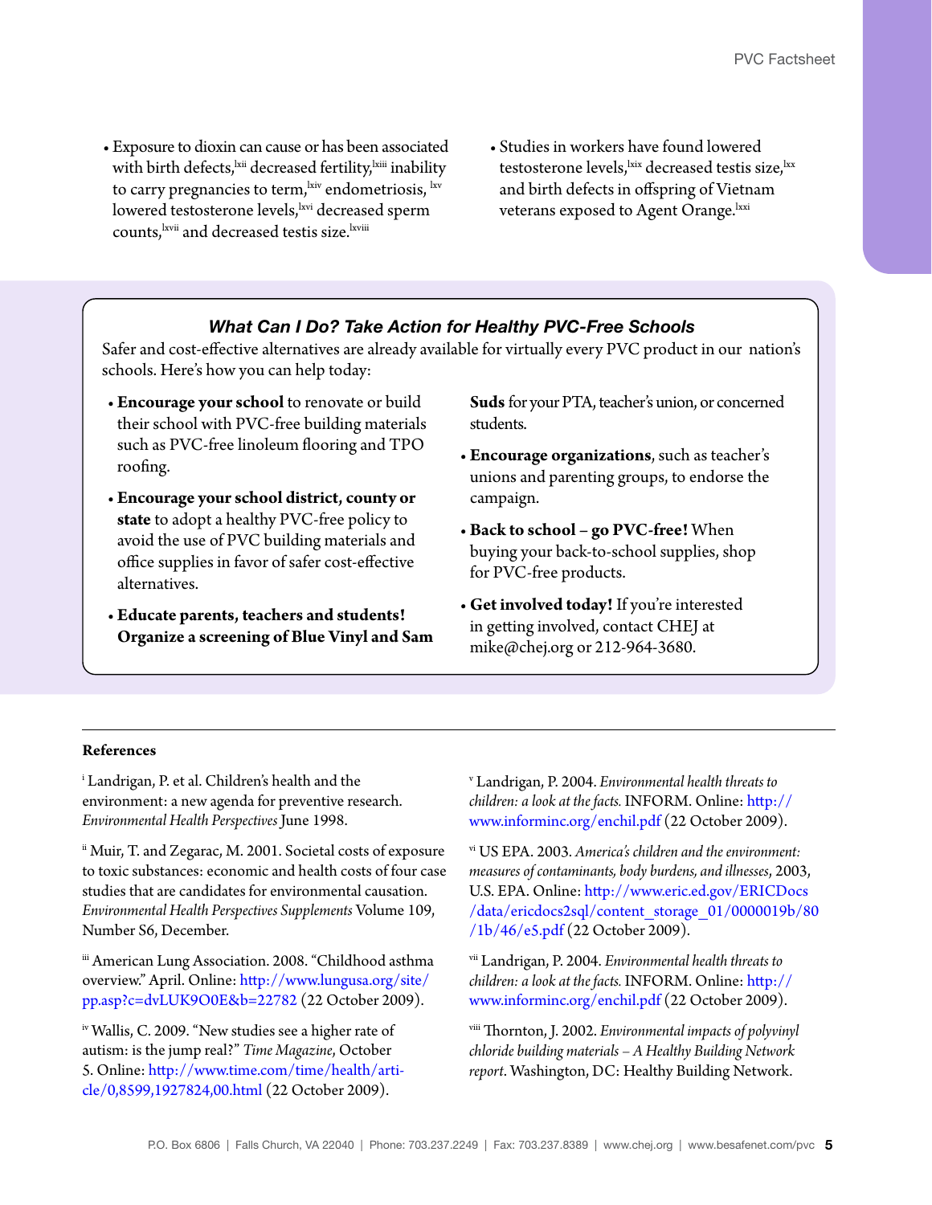- Exposure to dioxin can cause or has been associated with birth defects,[lxii] decreased fertility,[lxiii] inability to carry pregnancies to term,[lxiv] endometriosis, [lxv] lowered testosterone levels,[lxvi] decreased sperm counts,[lxvii] and decreased testis size.[lxviii]
- Studies in workers have found lowered testosterone levels,[lxix] decreased testis size,[lxx] and birth defects in offspring of Vietnam veterans exposed to Agent Orange.[lxxi]

### *What Can I Do? Take Action for Healthy PVC-Free Schools*

Safer and cost-effective alternatives are already available for virtually every PVC product in our nation's schools. Here's how you can help today:

- **Encourage your school** to renovate or build their school with PVC-free building materials such as PVC-free linoleum flooring and TPO roofing.
- **Encourage your school district, county or state** to adopt a healthy PVC-free policy to avoid the use of PVC building materials and office supplies in favor of safer cost-effective alternatives.
- **Educate parents, teachers and students! Organize a screening of Blue Vinyl and Sam Suds** for your PTA, teacher's union, or concerned students.
- **Encourage organizations**, such as teacher's unions and parenting groups, to endorse the campaign.
- **Back to school – go PVC-free!** When buying your back-to-school supplies, shop for PVC-free products.
- **Get involved today!** If you're interested in getting involved, contact CHEJ at mike@chej.org or 212-964-3680.

**References**

[i] Landrigan, P. et al. Children's health and the environment: a new agenda for preventive research. *Environmental Health Perspectives* June 1998.

[ii] Muir, T. and Zegarac, M. 2001. Societal costs of exposure to toxic substances: economic and health costs of four case studies that are candidates for environmental causation. *Environmental Health Perspectives Supplements* Volume 109, Number S6, December.

[iii] American Lung Association. 2008. "Childhood asthma overview." April. Online: http://www.lungusa.org/site/pp.asp?c=dvLUK9O0E&b=22782 (22 October 2009).

[iv] Wallis, C. 2009. "New studies see a higher rate of autism: is the jump real?" *Time Magazine*, October 5. Online: http://www.time.com/time/health/article/0,8599,1927824,00.html (22 October 2009).

[v] Landrigan, P. 2004. *Environmental health threats to children: a look at the facts.* INFORM. Online: http://www.informinc.org/enchil.pdf (22 October 2009).

[vi] US EPA. 2003. *America's children and the environment: measures of contaminants, body burdens, and illnesses*, 2003, U.S. EPA. Online: http://www.eric.ed.gov/ERICDocs/data/ericdocs2sql/content_storage_01/0000019b/80/1b/46/e5.pdf (22 October 2009).

[vii] Landrigan, P. 2004. *Environmental health threats to children: a look at the facts.* INFORM. Online: http://www.informinc.org/enchil.pdf (22 October 2009).

[viii] Thornton, J. 2002. *Environmental impacts of polyvinyl chloride building materials – A Healthy Building Network report*. Washington, DC: Healthy Building Network.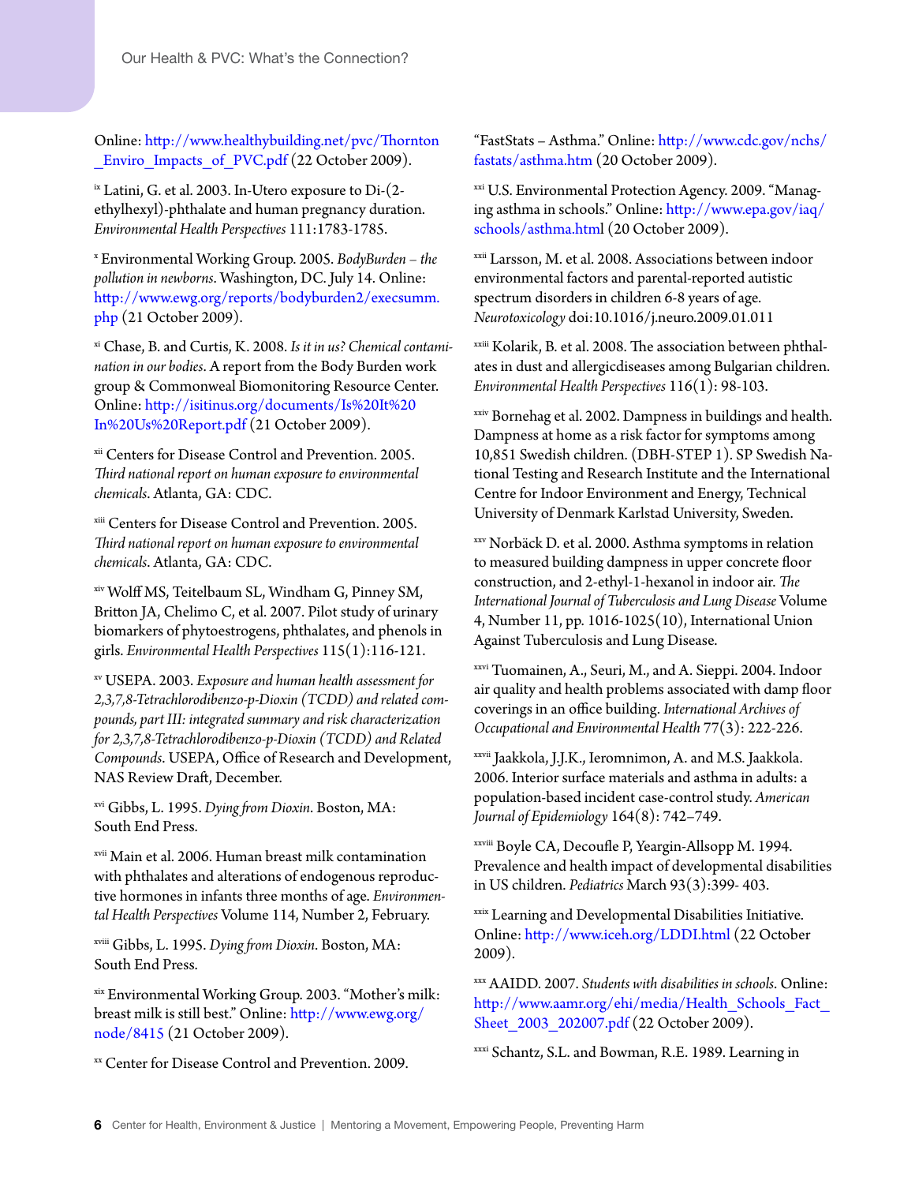Online: http://www.healthybuilding.net/pvc/Thornton_Enviro_Impacts_of_PVC.pdf (22 October 2009).

[ix] Latini, G. et al. 2003. In-Utero exposure to Di-(2-ethylhexyl)-phthalate and human pregnancy duration. *Environmental Health Perspectives* 111:1783-1785.

[x] Environmental Working Group. 2005. *BodyBurden – the pollution in newborns*. Washington, DC. July 14. Online: http://www.ewg.org/reports/bodyburden2/execsumm.php (21 October 2009).

[xi] Chase, B. and Curtis, K. 2008. *Is it in us? Chemical contamination in our bodies*. A report from the Body Burden work group & Commonweal Biomonitoring Resource Center. Online: http://isitinus.org/documents/Is%20It%20In%20Us%20Report.pdf (21 October 2009).

[xii] Centers for Disease Control and Prevention. 2005. *Third national report on human exposure to environmental chemicals*. Atlanta, GA: CDC.

[xiii] Centers for Disease Control and Prevention. 2005. *Third national report on human exposure to environmental chemicals*. Atlanta, GA: CDC.

[xiv] Wolff MS, Teitelbaum SL, Windham G, Pinney SM, Britton JA, Chelimo C, et al. 2007. Pilot study of urinary biomarkers of phytoestrogens, phthalates, and phenols in girls. *Environmental Health Perspectives* 115(1):116-121.

[xv] USEPA. 2003. *Exposure and human health assessment for 2,3,7,8-Tetrachlorodibenzo-p-Dioxin (TCDD) and related compounds, part III: integrated summary and risk characterization for 2,3,7,8-Tetrachlorodibenzo-p-Dioxin (TCDD) and Related Compounds*. USEPA, Office of Research and Development, NAS Review Draft, December.

[xvi] Gibbs, L. 1995. *Dying from Dioxin*. Boston, MA: South End Press.

[xvii] Main et al. 2006. Human breast milk contamination with phthalates and alterations of endogenous reproductive hormones in infants three months of age. *Environmental Health Perspectives* Volume 114, Number 2, February.

[xviii] Gibbs, L. 1995. *Dying from Dioxin*. Boston, MA: South End Press.

[xix] Environmental Working Group. 2003. "Mother's milk: breast milk is still best." Online: http://www.ewg.org/node/8415 (21 October 2009).

[xx] Center for Disease Control and Prevention. 2009. "FastStats – Asthma." Online: http://www.cdc.gov/nchs/fastats/asthma.htm (20 October 2009).

[xxi] U.S. Environmental Protection Agency. 2009. "Managing asthma in schools." Online: http://www.epa.gov/iaq/schools/asthma.html (20 October 2009).

[xxii] Larsson, M. et al. 2008. Associations between indoor environmental factors and parental-reported autistic spectrum disorders in children 6-8 years of age. *Neurotoxicology* doi:10.1016/j.neuro.2009.01.011

[xxiii] Kolarik, B. et al. 2008. The association between phthalates in dust and allergicdiseases among Bulgarian children. *Environmental Health Perspectives* 116(1): 98-103.

[xxiv] Bornehag et al. 2002. Dampness in buildings and health. Dampness at home as a risk factor for symptoms among 10,851 Swedish children. (DBH-STEP 1). SP Swedish National Testing and Research Institute and the International Centre for Indoor Environment and Energy, Technical University of Denmark Karlstad University, Sweden.

[xxv] Norbäck D. et al. 2000. Asthma symptoms in relation to measured building dampness in upper concrete floor construction, and 2-ethyl-1-hexanol in indoor air. *The International Journal of Tuberculosis and Lung Disease* Volume 4, Number 11, pp. 1016-1025(10), International Union Against Tuberculosis and Lung Disease.

[xxvi] Tuomainen, A., Seuri, M., and A. Sieppi. 2004. Indoor air quality and health problems associated with damp floor coverings in an office building. *International Archives of Occupational and Environmental Health* 77(3): 222-226.

[xxvii] Jaakkola, J.J.K., Ieromnimon, A. and M.S. Jaakkola. 2006. Interior surface materials and asthma in adults: a population-based incident case-control study. *American Journal of Epidemiology* 164(8): 742–749.

[xxviii] Boyle CA, Decoufle P, Yeargin-Allsopp M. 1994. Prevalence and health impact of developmental disabilities in US children. *Pediatrics* March 93(3):399- 403.

[xxix] Learning and Developmental Disabilities Initiative. Online: http://www.iceh.org/LDDI.html (22 October 2009).

[xxx] AAIDD. 2007. *Students with disabilities in schools*. Online: http://www.aamr.org/ehi/media/Health_Schools_Fact_Sheet_2003_202007.pdf (22 October 2009).

[xxxi] Schantz, S.L. and Bowman, R.E. 1989. Learning in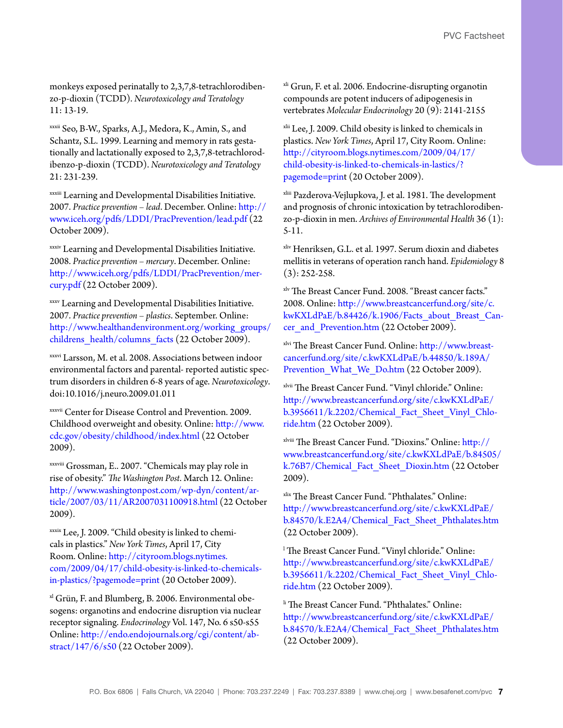monkeys exposed perinatally to 2,3,7,8-tetrachlorodibenzo-p-dioxin (TCDD). *Neurotoxicology and Teratology* 11: 13-19.

[xxxii] Seo, B-W., Sparks, A.J., Medora, K., Amin, S., and Schantz, S.L. 1999. Learning and memory in rats gestationally and lactationally exposed to 2,3,7,8-tetrachlorodibenzo-p-dioxin (TCDD). *Neurotoxicology and Teratology* 21: 231-239.

[xxxiii] Learning and Developmental Disabilities Initiative. 2007. *Practice prevention – lead*. December. Online: http://www.iceh.org/pdfs/LDDI/PracPrevention/lead.pdf (22 October 2009).

[xxxiv] Learning and Developmental Disabilities Initiative. 2008. *Practice prevention – mercury*. December. Online: http://www.iceh.org/pdfs/LDDI/PracPrevention/mercury.pdf (22 October 2009).

[xxxv] Learning and Developmental Disabilities Initiative. 2007. *Practice prevention – plastics*. September. Online: http://www.healthandenvironment.org/working_groups/childrens_health/columns_facts (22 October 2009).

[xxxvi] Larsson, M. et al. 2008. Associations between indoor environmental factors and parental- reported autistic spectrum disorders in children 6-8 years of age. *Neurotoxicology*. doi:10.1016/j.neuro.2009.01.011

[xxxvii] Center for Disease Control and Prevention. 2009. Childhood overweight and obesity. Online: http://www.cdc.gov/obesity/childhood/index.html (22 October 2009).

[xxxviii] Grossman, E.. 2007. "Chemicals may play role in rise of obesity." *The Washington Post*. March 12. Online: http://www.washingtonpost.com/wp-dyn/content/article/2007/03/11/AR2007031100918.html (22 October 2009).

[xxxix] Lee, J. 2009. "Child obesity is linked to chemicals in plastics." *New York Times*, April 17, City Room. Online: http://cityroom.blogs.nytimes.com/2009/04/17/child-obesity-is-linked-to-chemicals-in-plastics/?pagemode=print (20 October 2009).

[xl] Grün, F. and Blumberg, B. 2006. Environmental obesogens: organotins and endocrine disruption via nuclear receptor signaling. *Endocrinology* Vol. 147, No. 6 s50-s55 Online: http://endo.endojournals.org/cgi/content/abstract/147/6/s50 (22 October 2009).

[xli] Grun, F. et al. 2006. Endocrine-disrupting organotin compounds are potent inducers of adipogenesis in vertebrates *Molecular Endocrinology* 20 (9): 2141-2155

[xlii] Lee, J. 2009. Child obesity is linked to chemicals in plastics. *New York Times*, April 17, City Room. Online: http://cityroom.blogs.nytimes.com/2009/04/17/child-obesity-is-linked-to-chemicals-in-lastics/?pagemode=print (20 October 2009).

[xliii] Pazderova-Vejlupkova, J. et al. 1981. The development and prognosis of chronic intoxication by tetrachlorodibenzo-p-dioxin in men. *Archives of Environmental Health* 36 (1): 5-11.

[xliv] Henriksen, G.L. et al. 1997. Serum dioxin and diabetes mellitis in veterans of operation ranch hand. *Epidemiology* 8 (3): 252-258.

[xlv] The Breast Cancer Fund. 2008. "Breast cancer facts." 2008. Online: http://www.breastcancerfund.org/site/c.kwKXLdPaE/b.84426/k.1906/Facts_about_Breast_Cancer_and_Prevention.htm (22 October 2009).

[xlvi] The Breast Cancer Fund. Online: http://www.breastcancerfund.org/site/c.kwKXLdPaE/b.44850/k.189A/Prevention_What_We_Do.htm (22 October 2009).

[xlvii] The Breast Cancer Fund. "Vinyl chloride." Online: http://www.breastcancerfund.org/site/c.kwKXLdPaE/b.3956611/k.2202/Chemical_Fact_Sheet_Vinyl_Chloride.htm (22 October 2009).

[xlviii] The Breast Cancer Fund. "Dioxins." Online: http://www.breastcancerfund.org/site/c.kwKXLdPaE/b.84505/k.76B7/Chemical_Fact_Sheet_Dioxin.htm (22 October 2009).

[xlix] The Breast Cancer Fund. "Phthalates." Online: http://www.breastcancerfund.org/site/c.kwKXLdPaE/b.84570/k.E2A4/Chemical_Fact_Sheet_Phthalates.htm (22 October 2009).

[l] The Breast Cancer Fund. "Vinyl chloride." Online: http://www.breastcancerfund.org/site/c.kwKXLdPaE/b.3956611/k.2202/Chemical_Fact_Sheet_Vinyl_Chloride.htm (22 October 2009).

[li] The Breast Cancer Fund. "Phthalates." Online: http://www.breastcancerfund.org/site/c.kwKXLdPaE/b.84570/k.E2A4/Chemical_Fact_Sheet_Phthalates.htm (22 October 2009).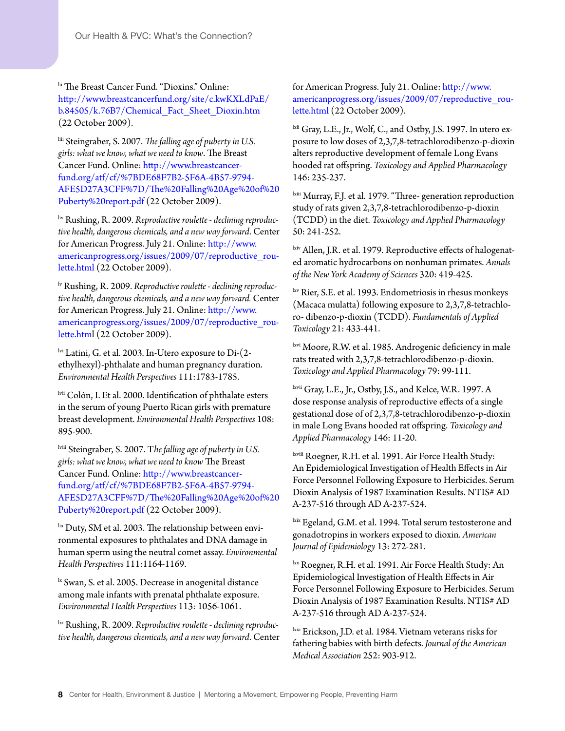[lii] The Breast Cancer Fund. "Dioxins." Online: http://www.breastcancerfund.org/site/c.kwKXLdPaE/b.84505/k.76B7/Chemical_Fact_Sheet_Dioxin.htm (22 October 2009).

[liii] Steingraber, S. 2007. *The falling age of puberty in U.S. girls: what we know, what we need to know*. The Breast Cancer Fund. Online: http://www.breastcancerfund.org/atf/cf/%7BDE68F7B2-5F6A-4B57-9794-AFE5D27A3CFF%7D/The%20Falling%20Age%20of%20Puberty%20report.pdf (22 October 2009).

[liv] Rushing, R. 2009. *Reproductive roulette - declining reproductive health, dangerous chemicals, and a new way forward*. Center for American Progress. July 21. Online: http://www.americanprogress.org/issues/2009/07/reproductive_roulette.html (22 October 2009).

[lv] Rushing, R. 2009. *Reproductive roulette - declining reproductive health, dangerous chemicals, and a new way forward.* Center for American Progress. July 21. Online: http://www.americanprogress.org/issues/2009/07/reproductive_roulette.html (22 October 2009).

[lvi] Latini, G. et al. 2003. In-Utero exposure to Di-(2-ethylhexyl)-phthalate and human pregnancy duration. *Environmental Health Perspectives* 111:1783-1785.

[lvii] Colón, I. Et al. 2000. Identification of phthalate esters in the serum of young Puerto Rican girls with premature breast development. *Environmental Health Perspectives* 108: 895-900.

[lviii] Steingraber, S. 2007. T*he falling age of puberty in U.S. girls: what we know, what we need to know* The Breast Cancer Fund. Online: http://www.breastcancerfund.org/atf/cf/%7BDE68F7B2-5F6A-4B57-9794-AFE5D27A3CFF%7D/The%20Falling%20Age%20of%20Puberty%20report.pdf (22 October 2009).

[lix] Duty, SM et al. 2003. The relationship between environmental exposures to phthalates and DNA damage in human sperm using the neutral comet assay. *Environmental Health Perspectives* 111:1164-1169.

[lx] Swan, S. et al. 2005. Decrease in anogenital distance among male infants with prenatal phthalate exposure. *Environmental Health Perspectives* 113: 1056-1061.

[lxi] Rushing, R. 2009. *Reproductive roulette - declining reproductive health, dangerous chemicals, and a new way forward*. Center for American Progress. July 21. Online: http://www.americanprogress.org/issues/2009/07/reproductive_roulette.html (22 October 2009).

[lxii] Gray, L.E., Jr., Wolf, C., and Ostby, J.S. 1997. In utero exposure to low doses of 2,3,7,8-tetrachlorodibenzo-p-dioxin alters reproductive development of female Long Evans hooded rat offspring. *Toxicology and Applied Pharmacology* 146: 235-237.

[lxiii] Murray, F.J. et al. 1979. "Three- generation reproduction study of rats given 2,3,7,8-tetrachlorodibenzo-p-dioxin (TCDD) in the diet. *Toxicology and Applied Pharmacology* 50: 241-252.

[lxiv] Allen, J.R. et al. 1979. Reproductive effects of halogenated aromatic hydrocarbons on nonhuman primates. *Annals of the New York Academy of Sciences* 320: 419-425.

[lxv] Rier, S.E. et al. 1993. Endometriosis in rhesus monkeys (Macaca mulatta) following exposure to 2,3,7,8-tetrachloro- dibenzo-p-dioxin (TCDD). *Fundamentals of Applied Toxicology* 21: 433-441.

[lxvi] Moore, R.W. et al. 1985. Androgenic deficiency in male rats treated with 2,3,7,8-tetrachlorodibenzo-p-dioxin. *Toxicology and Applied Pharmacology* 79: 99-111.

[lxvii] Gray, L.E., Jr., Ostby, J.S., and Kelce, W.R. 1997. A dose response analysis of reproductive effects of a single gestational dose of of 2,3,7,8-tetrachlorodibenzo-p-dioxin in male Long Evans hooded rat offspring. *Toxicology and Applied Pharmacology* 146: 11-20.

[lxviii] Roegner, R.H. et al. 1991. Air Force Health Study: An Epidemiological Investigation of Health Effects in Air Force Personnel Following Exposure to Herbicides. Serum Dioxin Analysis of 1987 Examination Results. NTIS# AD A-237-516 through AD A-237-524.

[lxix] Egeland, G.M. et al. 1994. Total serum testosterone and gonadotropins in workers exposed to dioxin. *American Journal of Epidemiology* 13: 272-281.

[lxx] Roegner, R.H. et al. 1991. Air Force Health Study: An Epidemiological Investigation of Health Effects in Air Force Personnel Following Exposure to Herbicides. Serum Dioxin Analysis of 1987 Examination Results. NTIS# AD A-237-516 through AD A-237-524.

[lxxi] Erickson, J.D. et al. 1984. Vietnam veterans risks for fathering babies with birth defects. *Journal of the American Medical Association* 252: 903-912.